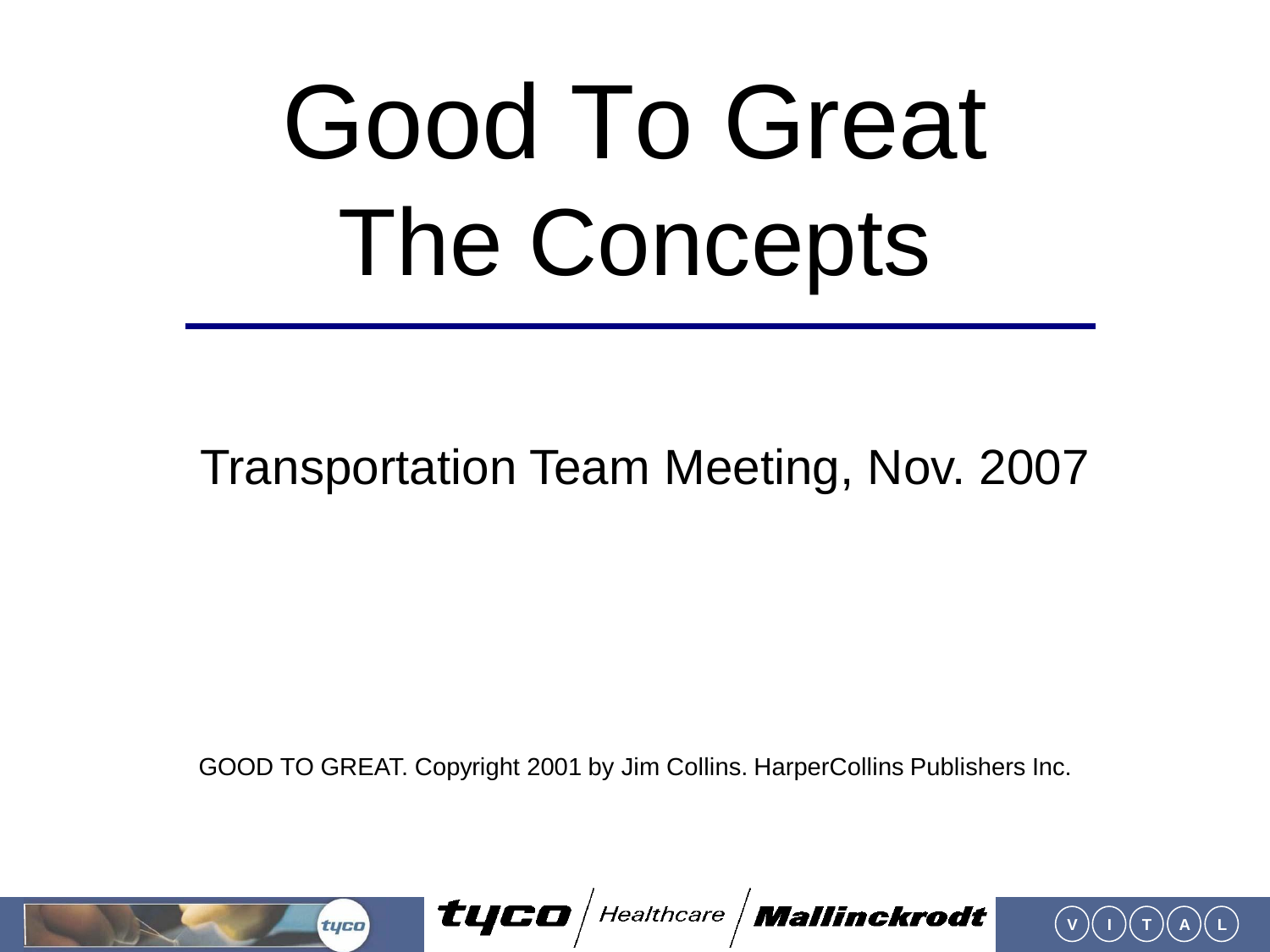# Good To Great
# The Concepts

Transportation Team Meeting, Nov. 2007

GOOD TO GREAT. Copyright 2001 by Jim Collins. HarperCollins Publishers Inc.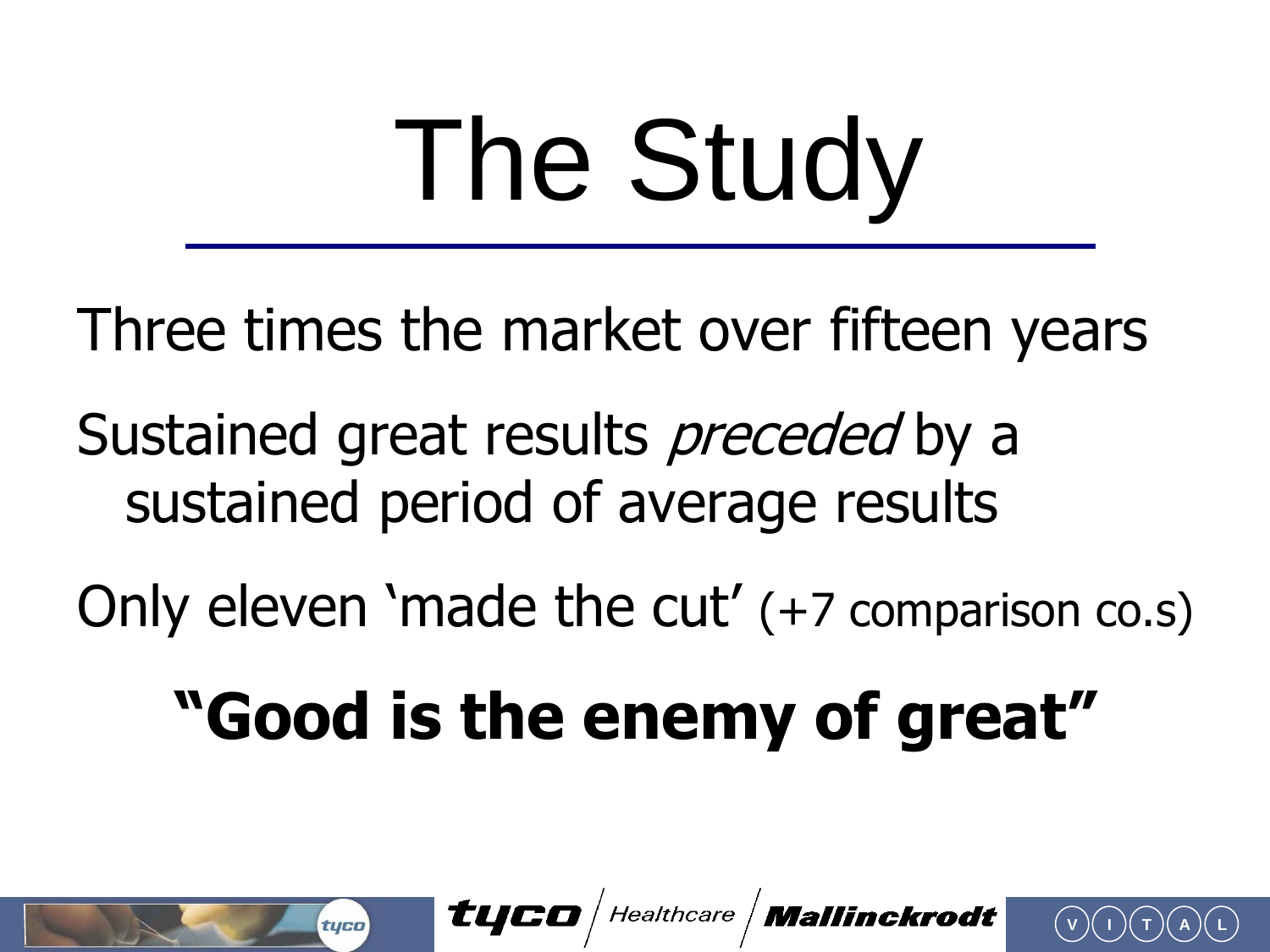# The Study

Three times the market over fifteen years

Sustained great results *preceded* by a sustained period of average results

Only eleven 'made the cut' (+7 comparison co.s)

**"Good is the enemy of great"**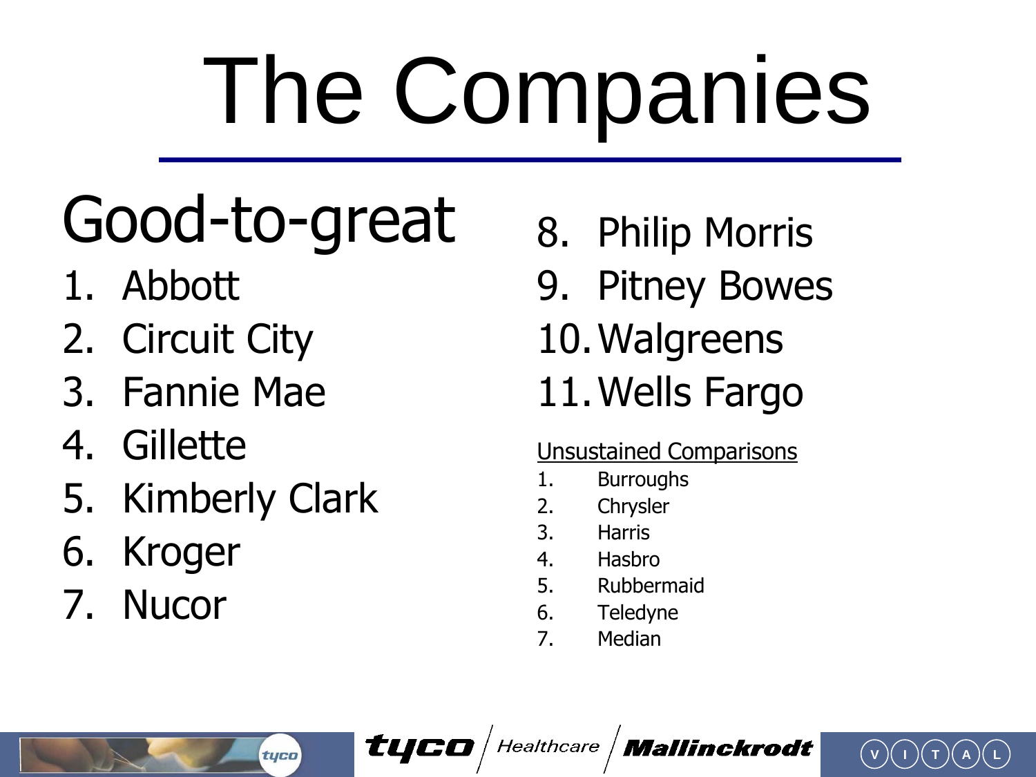# The Companies

## Good-to-great

1. Abbott
2. Circuit City
3. Fannie Mae
4. Gillette
5. Kimberly Clark
6. Kroger
7. Nucor
8. Philip Morris
9. Pitney Bowes
10. Walgreens
11. Wells Fargo

<u>Unsustained Comparisons</u>

1. Burroughs
2. Chrysler
3. Harris
4. Hasbro
5. Rubbermaid
6. Teledyne
7. Median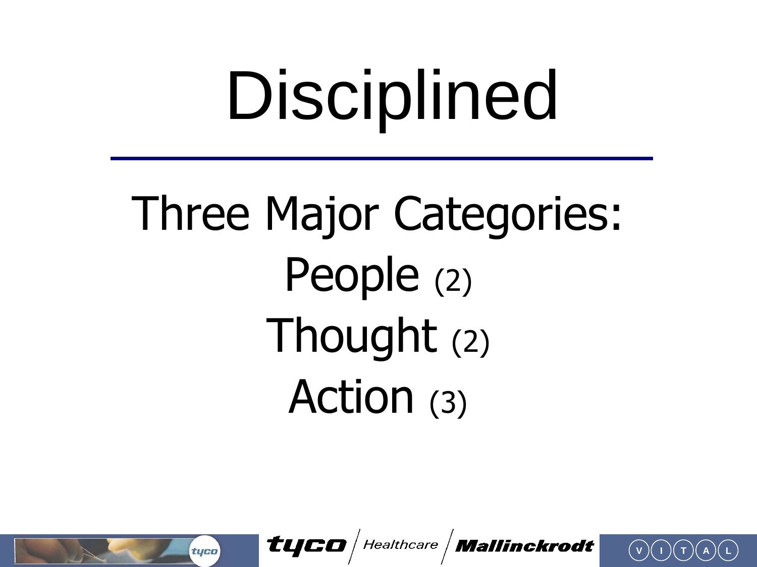# Disciplined

Three Major Categories:

People (2)

Thought (2)

Action (3)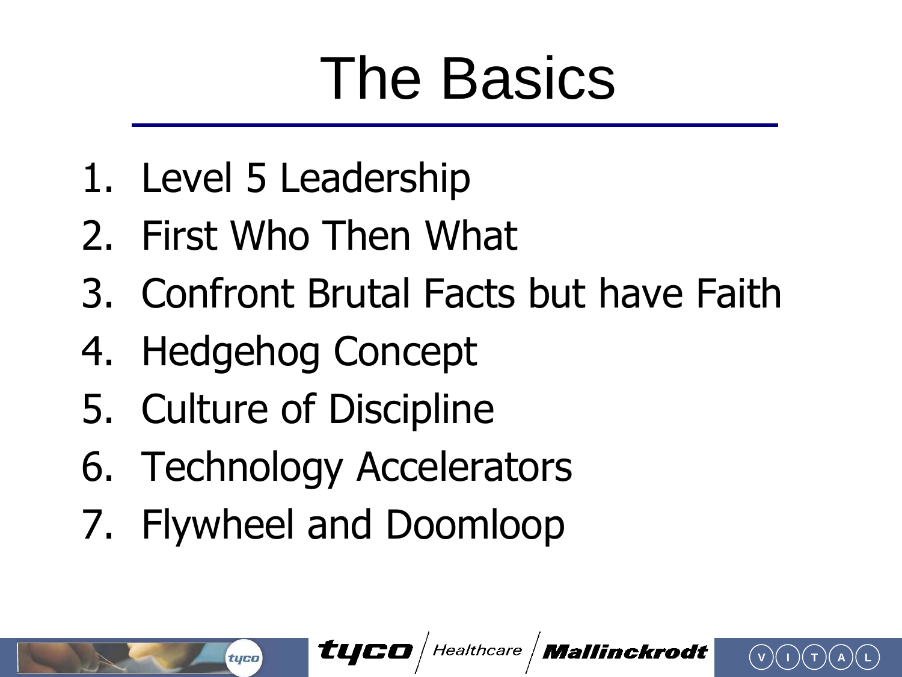# The Basics

1. Level 5 Leadership
2. First Who Then What
3. Confront Brutal Facts but have Faith
4. Hedgehog Concept
5. Culture of Discipline
6. Technology Accelerators
7. Flywheel and Doomloop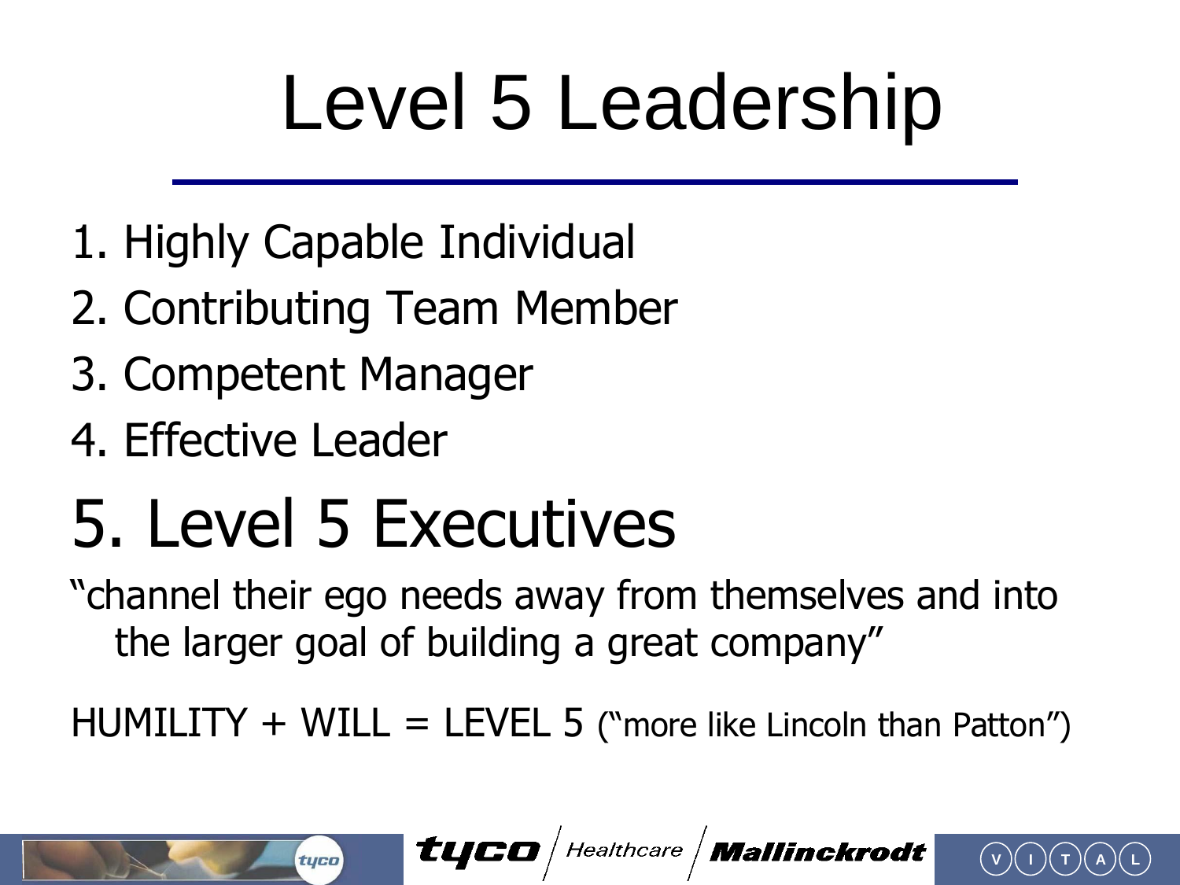# Level 5 Leadership

1. Highly Capable Individual
2. Contributing Team Member
3. Competent Manager
4. Effective Leader

## 5. Level 5 Executives

"channel their ego needs away from themselves and into the larger goal of building a great company"

HUMILITY + WILL = LEVEL 5 ("more like Lincoln than Patton")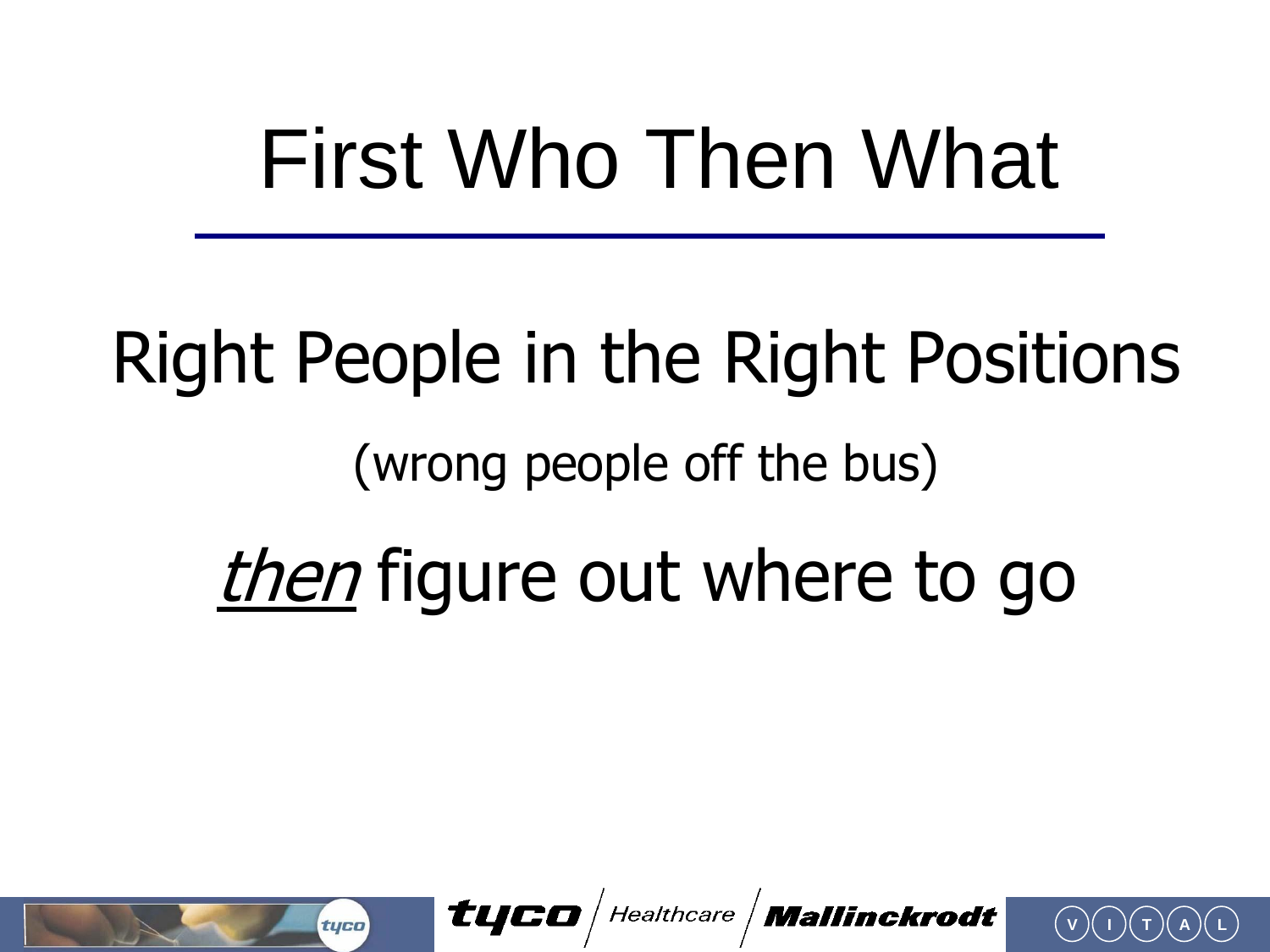# First Who Then What

Right People in the Right Positions

(wrong people off the bus)

*then* figure out where to go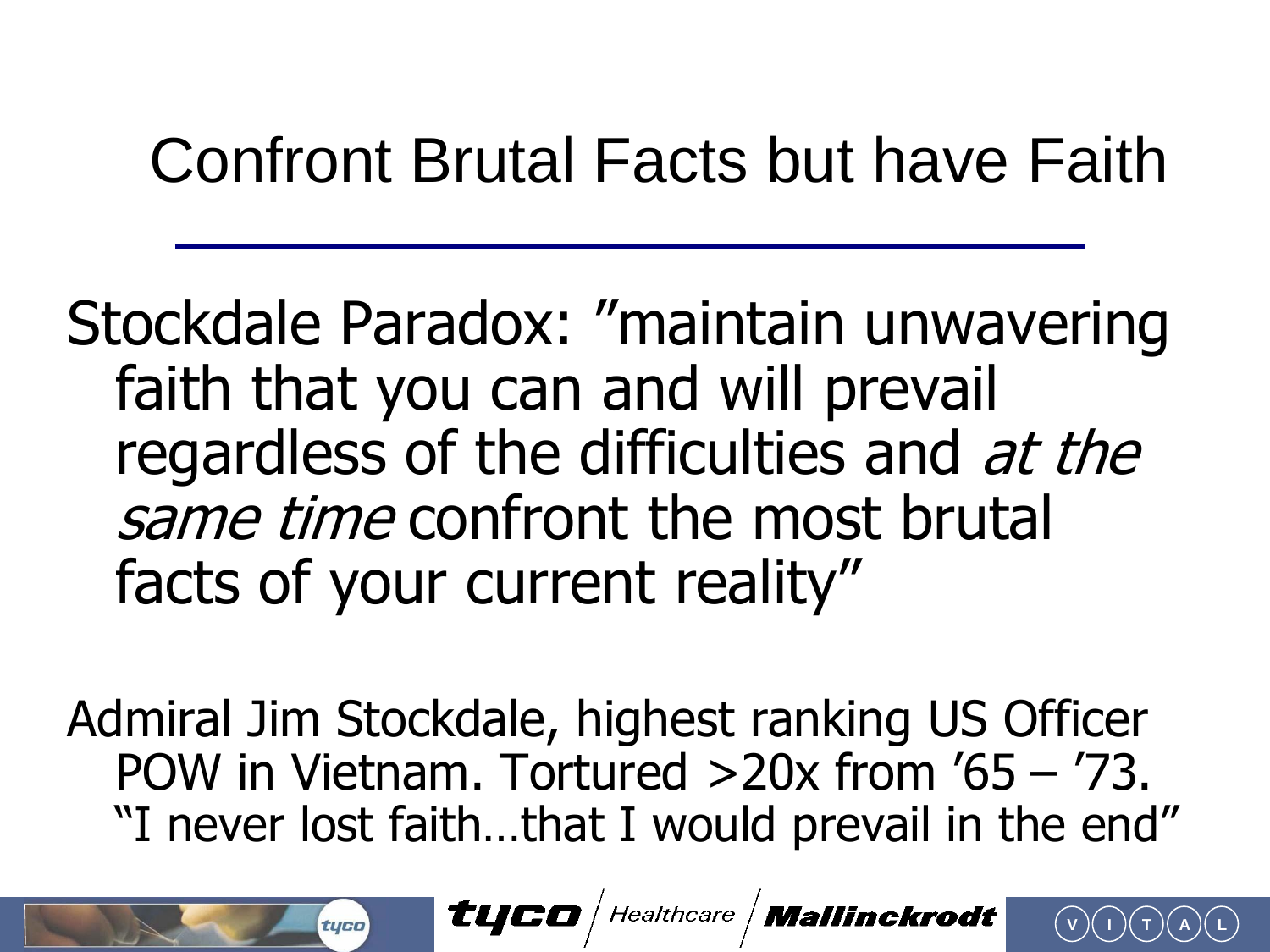# Confront Brutal Facts but have Faith

Stockdale Paradox: ”maintain unwavering faith that you can and will prevail regardless of the difficulties and *at the same time* confront the most brutal facts of your current reality”

Admiral Jim Stockdale, highest ranking US Officer POW in Vietnam. Tortured >20x from ’65 – ’73. “I never lost faith…that I would prevail in the end”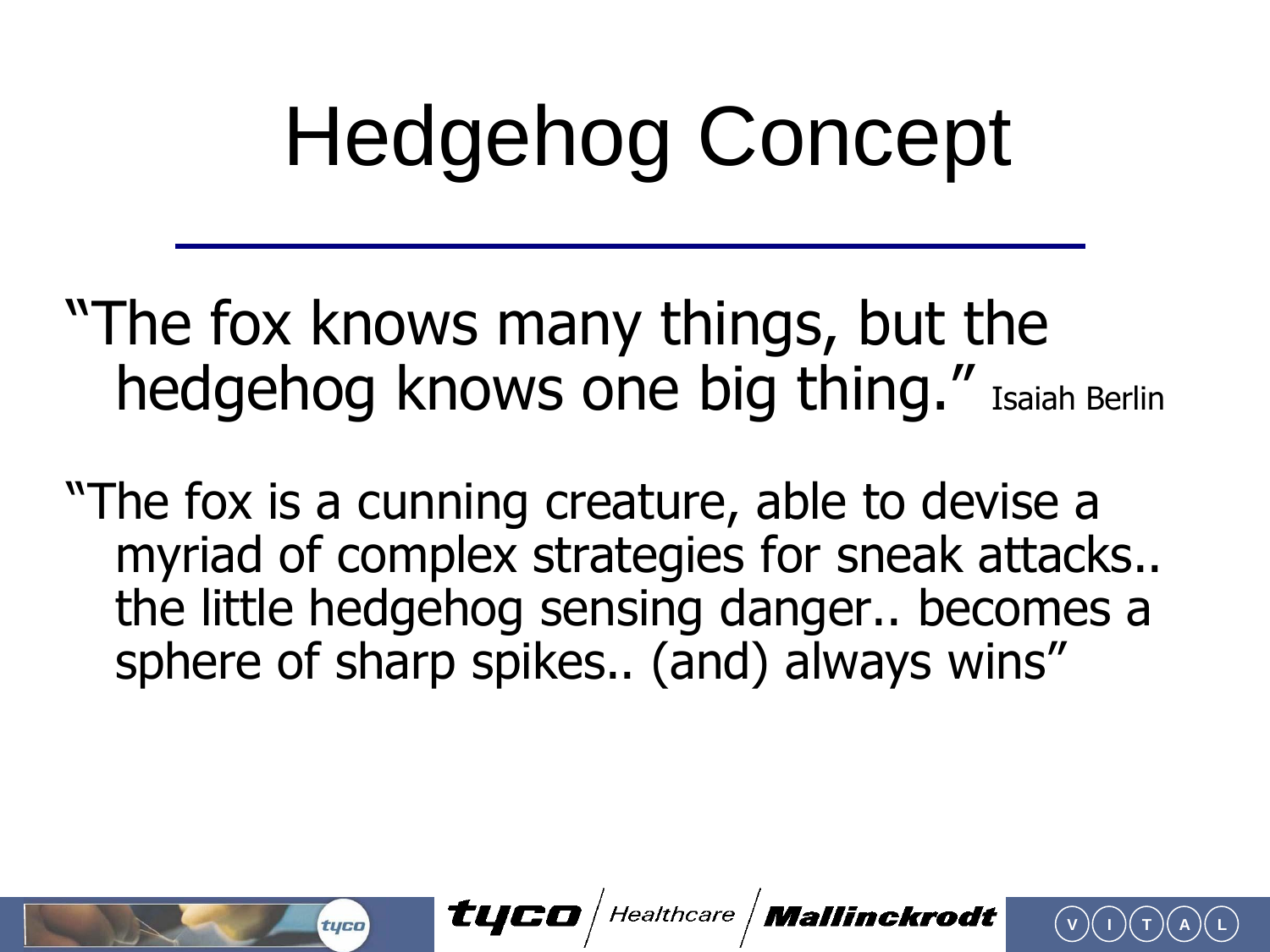# Hedgehog Concept

"The fox knows many things, but the hedgehog knows one big thing." Isaiah Berlin

"The fox is a cunning creature, able to devise a myriad of complex strategies for sneak attacks.. the little hedgehog sensing danger.. becomes a sphere of sharp spikes.. (and) always wins"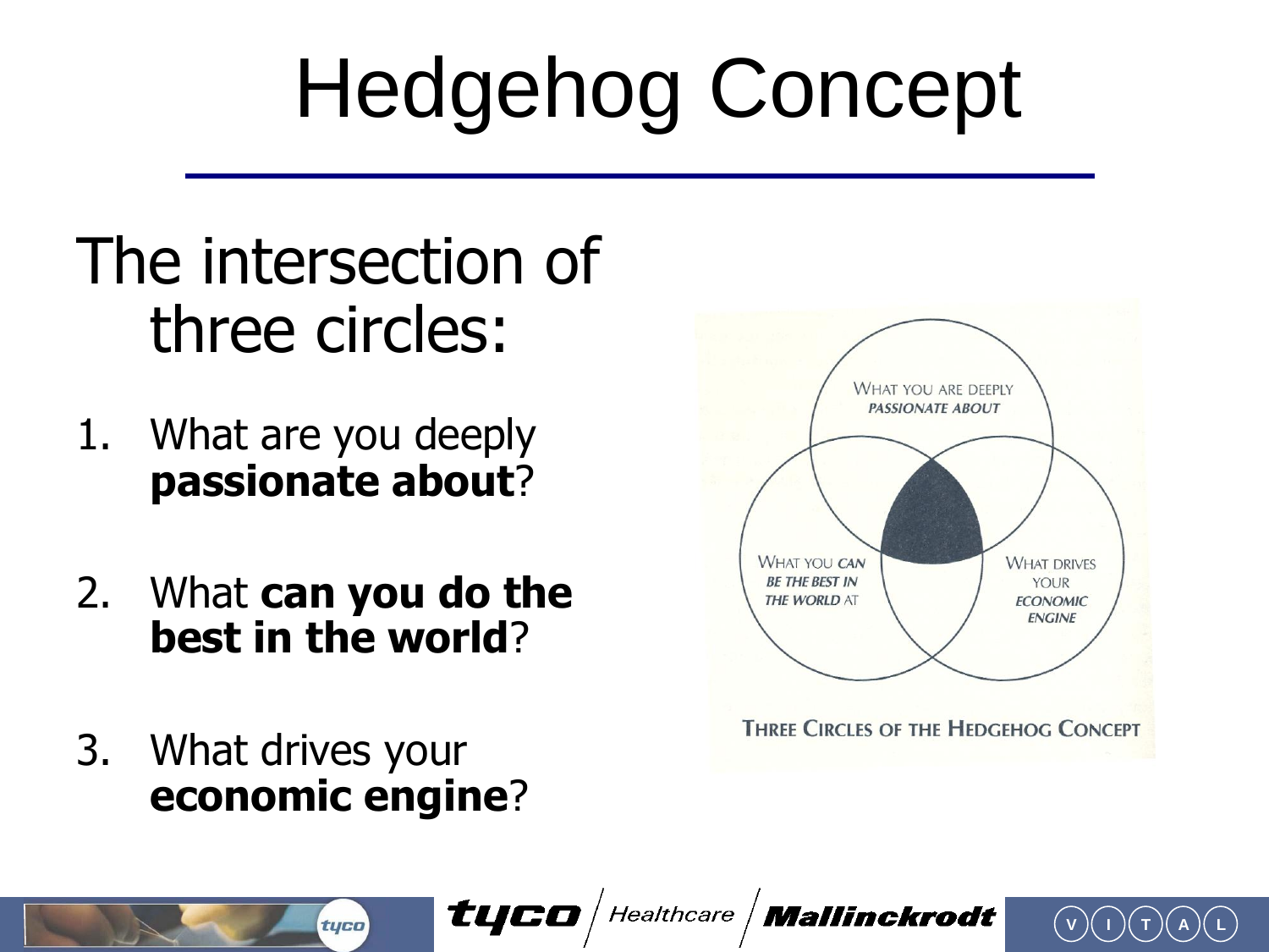# Hedgehog Concept

## The intersection of three circles:

1. What are you deeply **passionate about**?
2. What **can you do the best in the world**?
3. What drives your **economic engine**?

WHAT YOU ARE DEEPLY *PASSIONATE ABOUT*

WHAT YOU *CAN BE THE BEST IN THE WORLD* AT

WHAT DRIVES YOUR *ECONOMIC ENGINE*

THREE CIRCLES OF THE HEDGEHOG CONCEPT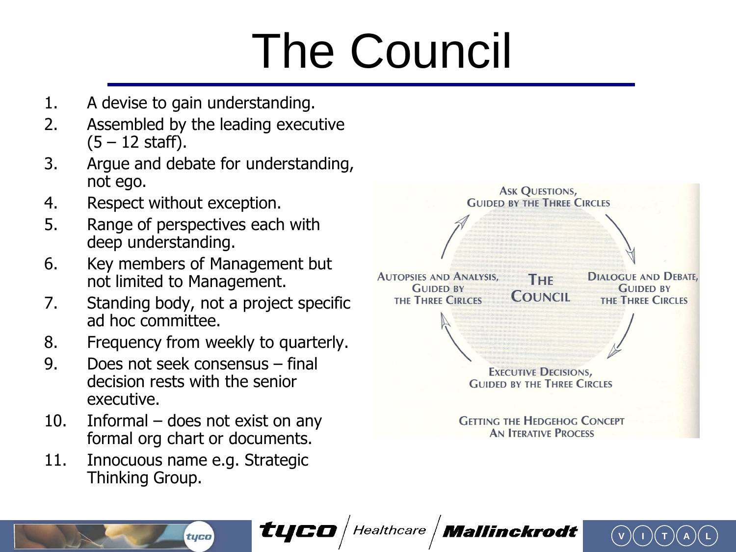# The Council

1. A devise to gain understanding.
2. Assembled by the leading executive (5 – 12 staff).
3. Argue and debate for understanding, not ego.
4. Respect without exception.
5. Range of perspectives each with deep understanding.
6. Key members of Management but not limited to Management.
7. Standing body, not a project specific ad hoc committee.
8. Frequency from weekly to quarterly.
9. Does not seek consensus – final decision rests with the senior executive.
10. Informal – does not exist on any formal org chart or documents.
11. Innocuous name e.g. Strategic Thinking Group.

Ask Questions, Guided by the Three Circles

Dialogue and Debate, Guided by the Three Circles

Executive Decisions, Guided by the Three Circles

Autopsies and Analysis, Guided by the Three Cirlces

The Council

Getting the Hedgehog Concept
An Iterative Process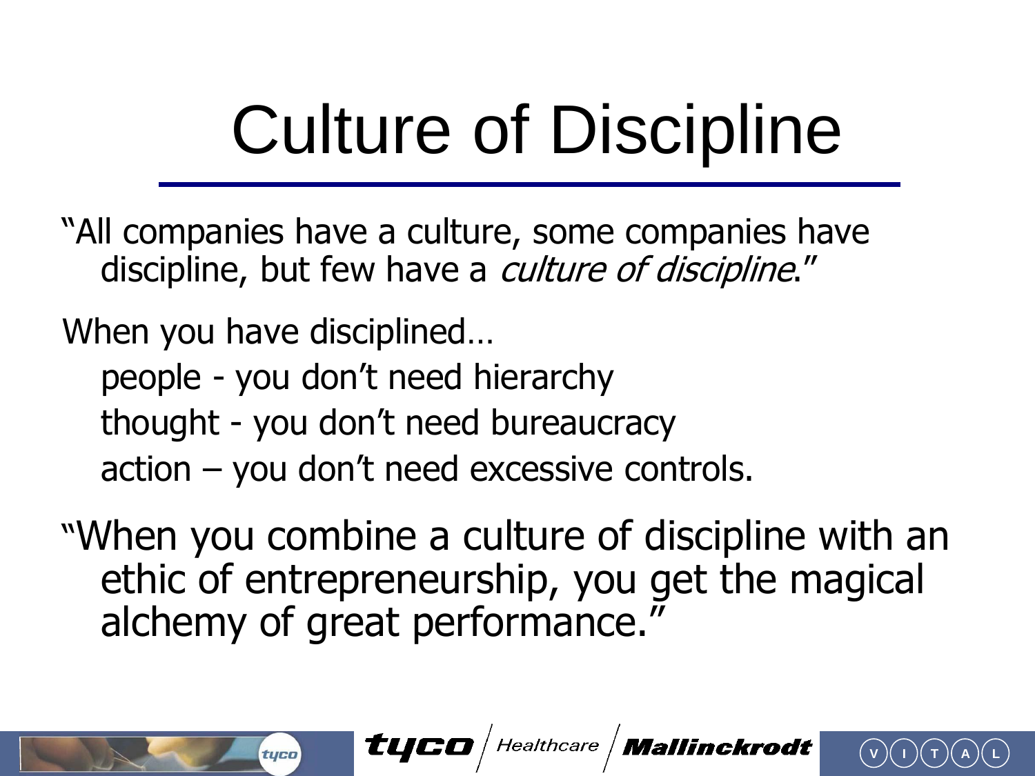# Culture of Discipline

"All companies have a culture, some companies have discipline, but few have a *culture of discipline*."

When you have disciplined…

people - you don't need hierarchy

thought - you don't need bureaucracy

action – you don't need excessive controls.

"When you combine a culture of discipline with an ethic of entrepreneurship, you get the magical alchemy of great performance."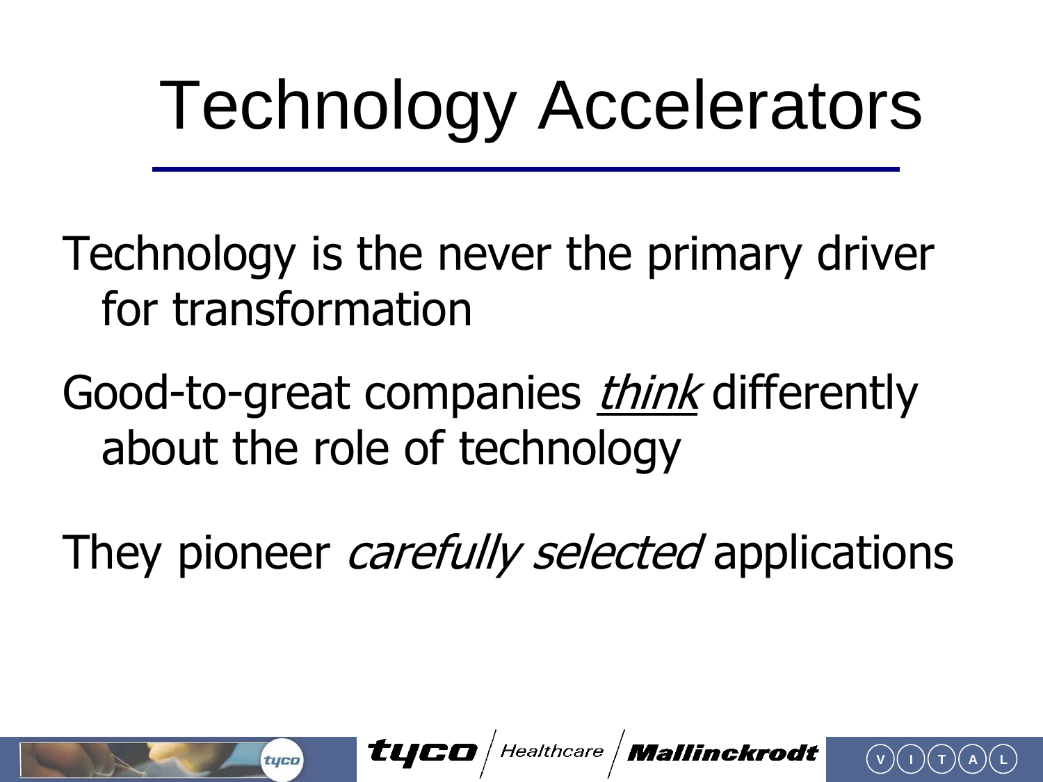# Technology Accelerators

Technology is the never the primary driver for transformation

Good-to-great companies *think* differently about the role of technology

They pioneer *carefully selected* applications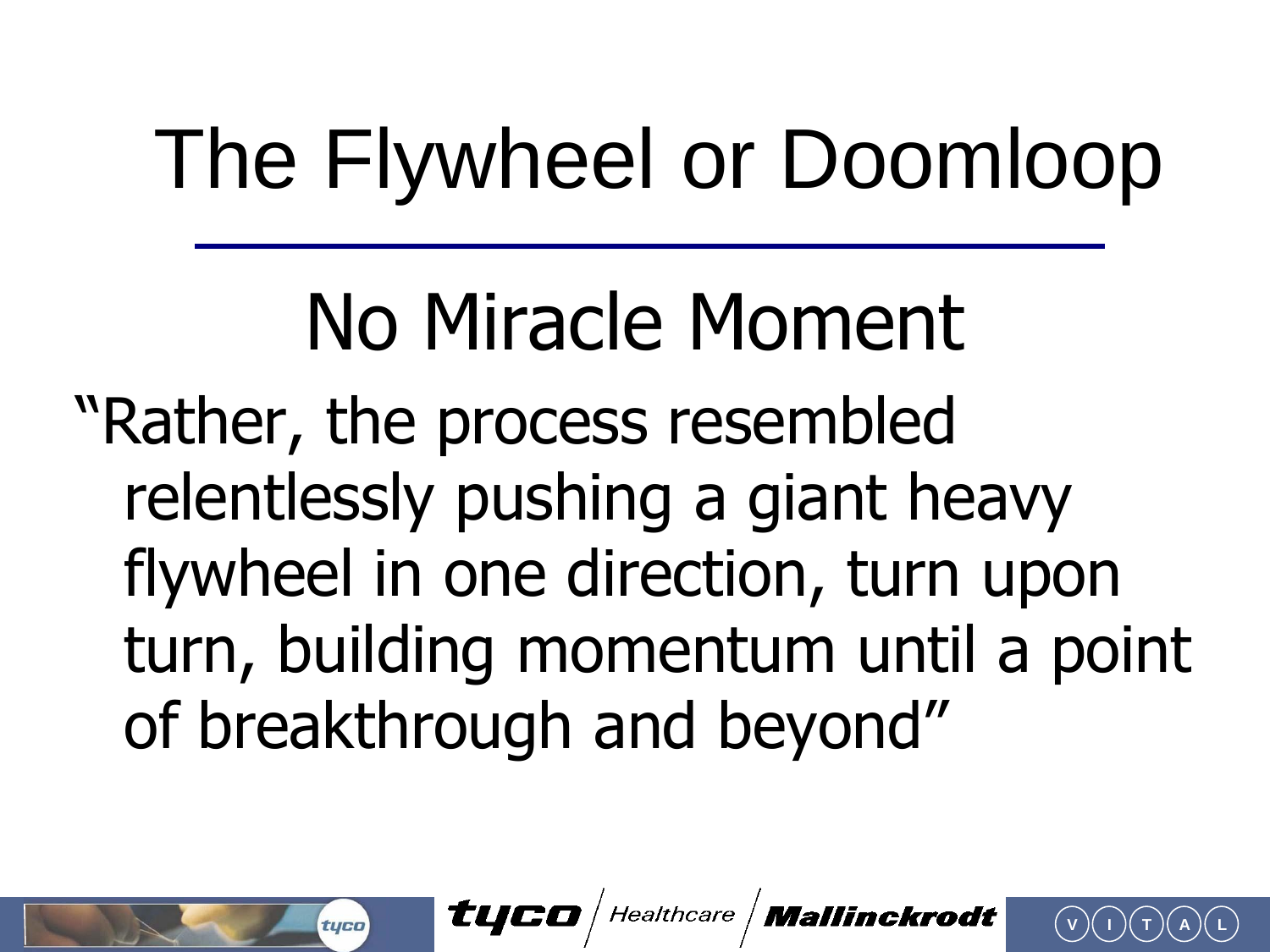# The Flywheel or Doomloop

## No Miracle Moment

"Rather, the process resembled relentlessly pushing a giant heavy flywheel in one direction, turn upon turn, building momentum until a point of breakthrough and beyond"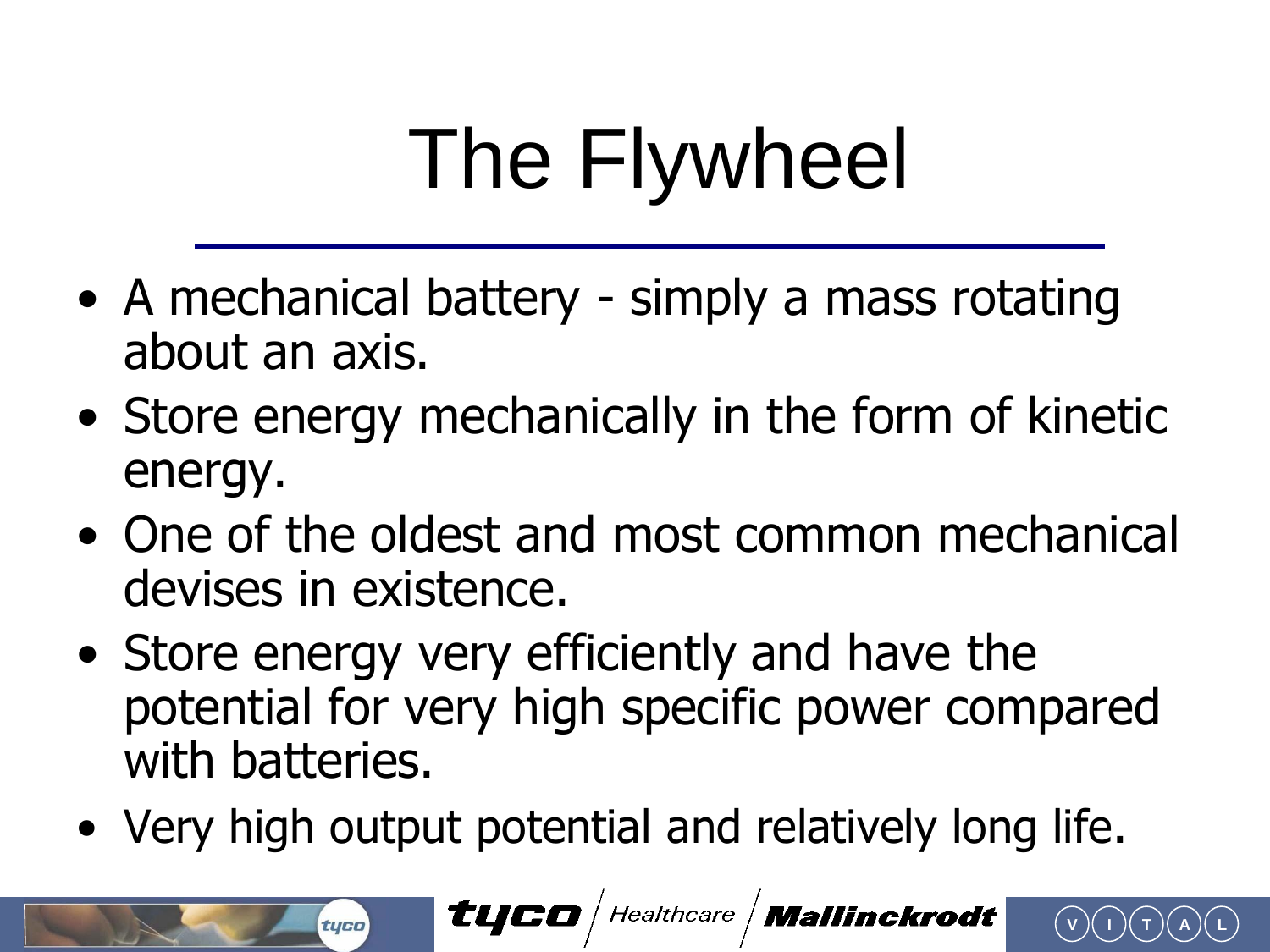# The Flywheel

- A mechanical battery - simply a mass rotating about an axis.
- Store energy mechanically in the form of kinetic energy.
- One of the oldest and most common mechanical devises in existence.
- Store energy very efficiently and have the potential for very high specific power compared with batteries.
- Very high output potential and relatively long life.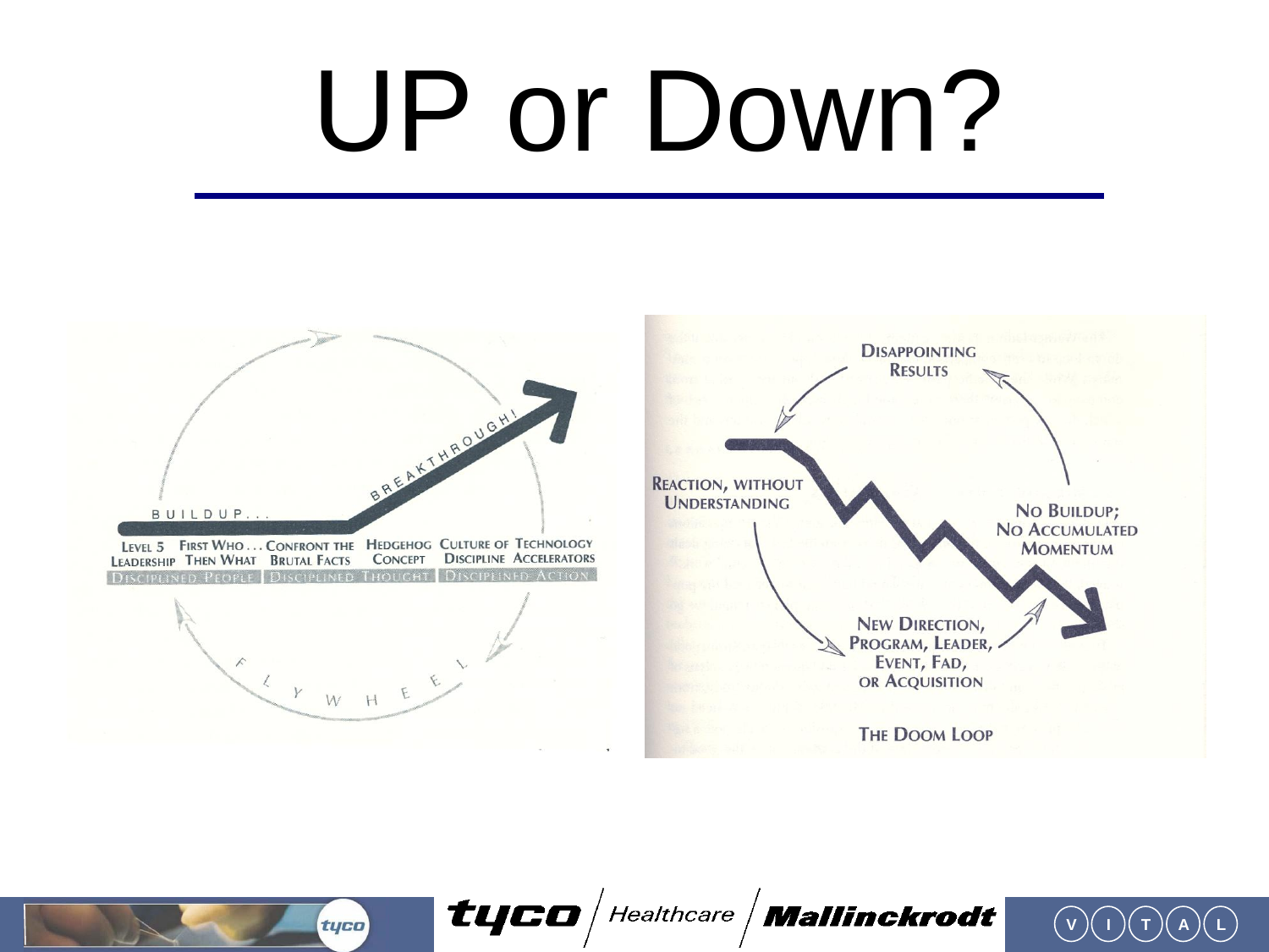# UP or Down?

BUILDUP...

BREAKTHROUGH!

LEVEL 5 LEADERSHIP

FIRST WHO... THEN WHAT

CONFRONT THE BRUTAL FACTS

HEDGEHOG CONCEPT

CULTURE OF DISCIPLINE

TECHNOLOGY ACCELERATORS

DISCIPLINED PEOPLE

DISCIPLINED THOUGHT

DISCIPLINED ACTION

FLYWHEEL

DISAPPOINTING RESULTS

REACTION, WITHOUT UNDERSTANDING

NO BUILDUP; NO ACCUMULATED MOMENTUM

NEW DIRECTION, PROGRAM, LEADER, EVENT, FAD, OR ACQUISITION

THE DOOM LOOP